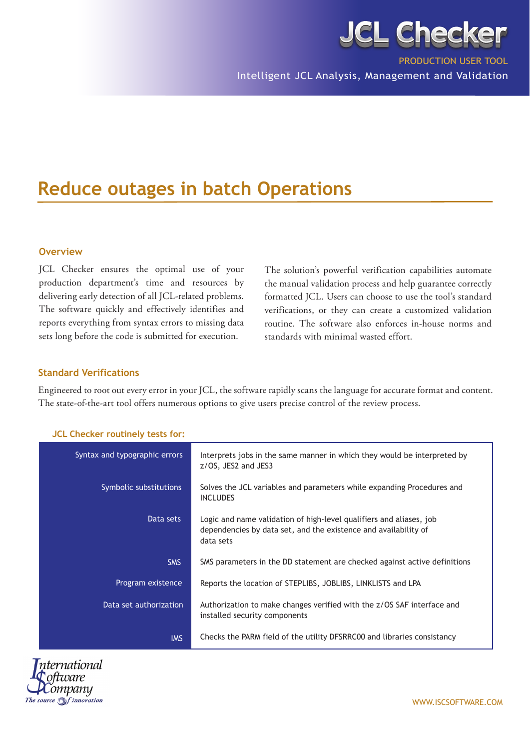# JCL Checker

PRODUCTION USER TOOL

Intelligent JCL Analysis, Management and Validation

## Reduce outages in batch Operations

### Overview

JCL Checker ensures the optimal use of your production department's time and resources by delivering early detection of all JCL-related problems. The software quickly and effectively identifies and reports everything from syntax errors to missing data sets long before the code is submitted for execution.

The solution's powerful verification capabilities automate the manual validation process and help guarantee correctly formatted JCL. Users can choose to use the tool's standard verifications, or they can create a customized validation routine. The software also enforces in-house norms and standards with minimal wasted effort.

### Standard Verifications

Engineered to root out every error in your JCL, the software rapidly scans the language for accurate format and content. The state-of-the-art tool offers numerous options to give users precise control of the review process.

**JCL Checker routinely tests for:**

| | |
|---|---|
| Syntax and typographic errors | Interprets jobs in the same manner in which they would be interpreted by z/OS, JES2 and JES3 |
| Symbolic substitutions | Solves the JCL variables and parameters while expanding Procedures and INCLUDES |
| Data sets | Logic and name validation of high-level qualifiers and aliases, job dependencies by data set, and the existence and availability of data sets |
| SMS | SMS parameters in the DD statement are checked against active definitions |
| Program existence | Reports the location of STEPLIBS, JOBLIBS, LINKLISTS and LPA |
| Data set authorization | Authorization to make changes verified with the z/OS SAF interface and installed security components |
| IMS | Checks the PARM field of the utility DFSRRC00 and libraries consistancy |

International Software Company
*The source of innovation*

WWW.ISCSOFTWARE.COM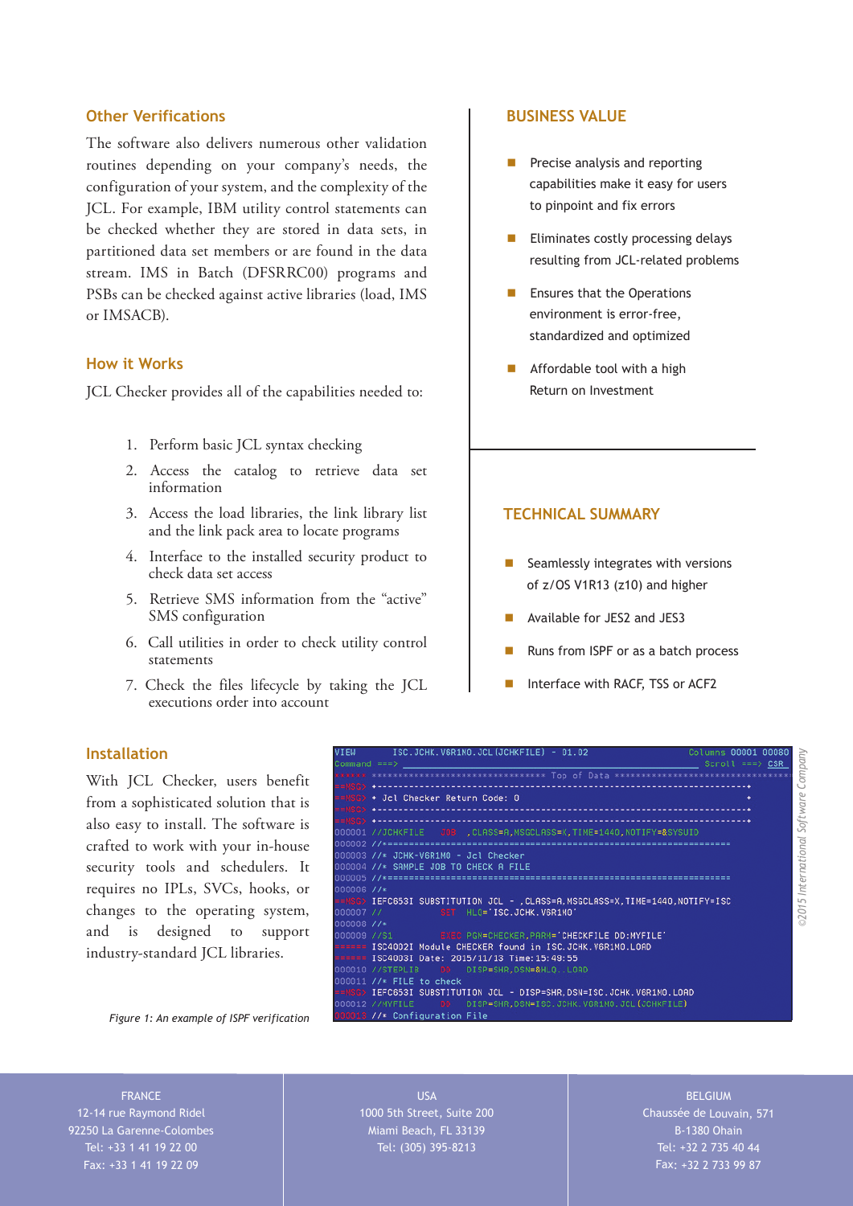## Other Verifications

The software also delivers numerous other validation routines depending on your company's needs, the configuration of your system, and the complexity of the JCL. For example, IBM utility control statements can be checked whether they are stored in data sets, in partitioned data set members or are found in the data stream. IMS in Batch (DFSRRC00) programs and PSBs can be checked against active libraries (load, IMS or IMSACB).

## How it Works

JCL Checker provides all of the capabilities needed to:

1. Perform basic JCL syntax checking
2. Access the catalog to retrieve data set information
3. Access the load libraries, the link library list and the link pack area to locate programs
4. Interface to the installed security product to check data set access
5. Retrieve SMS information from the "active" SMS configuration
6. Call utilities in order to check utility control statements
7. Check the files lifecycle by taking the JCL executions order into account

## BUSINESS VALUE

- Precise analysis and reporting capabilities make it easy for users to pinpoint and fix errors
- Eliminates costly processing delays resulting from JCL-related problems
- Ensures that the Operations environment is error-free, standardized and optimized
- Affordable tool with a high Return on Investment

## TECHNICAL SUMMARY

- Seamlessly integrates with versions of z/OS V1R13 (z10) and higher
- Available for JES2 and JES3
- Runs from ISPF or as a batch process
- Interface with RACF, TSS or ACF2

## Installation

With JCL Checker, users benefit from a sophisticated solution that is also easy to install. The software is crafted to work with your in-house security tools and schedulers. It requires no IPLs, SVCs, hooks, or changes to the operating system, and is designed to support industry-standard JCL libraries.

```
VIEW       ISC.JCHK.V6R1M0.JCL(JCHKFILE) - 01.02          Columns 00001 00080
Command ===>                                                  Scroll ===> CSR
****** ***************************** Top of Data ******************************
==MSG> +-------------------------------------------------------------+
==MSG> + Jcl Checker Return Code: 0                                  +
==MSG> +-------------------------------------------------------------+
==MSG> +-------------------------------------------------------------+
000001 //JCHKFILE   JOB  ,CLASS=A,MSGCLASS=X,TIME=1440,NOTIFY=&SYSUID
000002 //*=============================================================
000003 //* JCHK-V6R1M0 - Jcl Checker
000004 //* SAMPLE JOB TO CHECK A FILE
000005 //*=============================================================
000006 //*
==MSG> IEFC653I SUBSTITUTION JCL - ,CLASS=A,MSGCLASS=X,TIME=1440,NOTIFY=ISC
000007 //          SET  HLQ='ISC.JCHK.V6R1M0'
000008 //*
000009 //S1        EXEC PGM=CHECKER,PARM='CHECKFILE DD:MYFILE'
====== ISC4002I Module CHECKER found in ISC.JCHK.V6R1M0.LOAD
====== ISC4003I Date: 2015/11/13 Time:15:49:55
000010 //STEPLIB    DD   DISP=SHR,DSN=&HLQ..LOAD
000011 //* FILE to check
==MSG> IEFC653I SUBSTITUTION JCL - DISP=SHR,DSN=ISC.JCHK.V6R1M0.LOAD
000012 //MYFILE     DD   DISP=SHR,DSN=ISC.JCHK.V6R1M0.JCL(JCHKFILE)
000013 //* Configuration File
```

*Figure 1: An example of ISPF verification*

©2015 International Software Company

FRANCE
12-14 rue Raymond Ridel
92250 La Garenne-Colombes
Tel: +33 1 41 19 22 00
Fax: +33 1 41 19 22 09

USA
1000 5th Street, Suite 200
Miami Beach, FL 33139
Tel: (305) 395-8213

BELGIUM
Chaussée de Louvain, 571
B-1380 Ohain
Tel: +32 2 735 40 44
Fax: +32 2 733 99 87